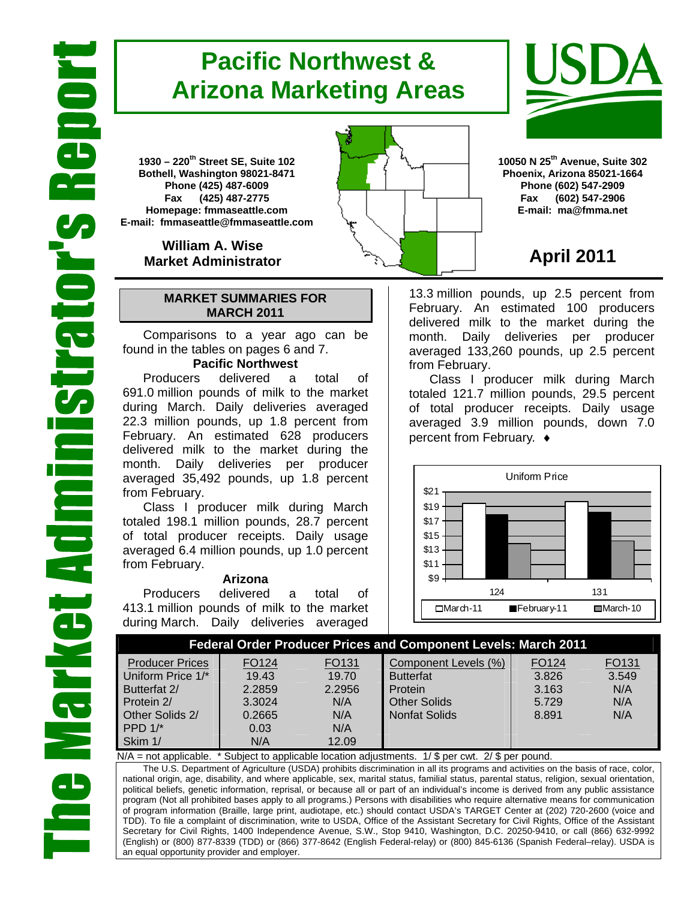# Pacific Northwest & Arizona Marketing Areas

The Market Administrator's Report

USDA

**1930 – 220th Street SE, Suite 102**
**Bothell, Washington 98021-8471**
**Phone (425) 487-6009**
**Fax (425) 487-2775**
**Homepage: fmmaseattle.com**
**E-mail: fmmaseattle@fmmaseattle.com**

**William A. Wise**
**Market Administrator**

**10050 N 25th Avenue, Suite 302**
**Phoenix, Arizona 85021-1664**
**Phone (602) 547-2909**
**Fax (602) 547-2906**
**E-mail: ma@fmma.net**

## April 2011

### MARKET SUMMARIES FOR MARCH 2011

Comparisons to a year ago can be found in the tables on pages 6 and 7.

**Pacific Northwest**

Producers delivered a total of 691.0 million pounds of milk to the market during March. Daily deliveries averaged 22.3 million pounds, up 1.8 percent from February. An estimated 628 producers delivered milk to the market during the month. Daily deliveries per producer averaged 35,492 pounds, up 1.8 percent from February.

Class I producer milk during March totaled 198.1 million pounds, 28.7 percent of total producer receipts. Daily usage averaged 6.4 million pounds, up 1.0 percent from February.

**Arizona**

Producers delivered a total of 413.1 million pounds of milk to the market during March. Daily deliveries averaged 13.3 million pounds, up 2.5 percent from February. An estimated 100 producers delivered milk to the market during the month. Daily deliveries per producer averaged 133,260 pounds, up 2.5 percent from February.

Class I producer milk during March totaled 121.7 million pounds, 29.5 percent of total producer receipts. Daily usage averaged 3.9 million pounds, down 7.0 percent from February. ♦

Uniform Price

$21
$19
$17
$15
$13
$11
$9

124
131

March-11 February-11 March-10

### Federal Order Producer Prices and Component Levels: March 2011

| Producer Prices | FO124 | FO131 | Component Levels (%) | FO124 | FO131 |
|---|---|---|---|---|---|
| Uniform Price 1/* | 19.43 | 19.70 | Butterfat | 3.826 | 3.549 |
| Butterfat 2/ | 2.2859 | 2.2956 | Protein | 3.163 | N/A |
| Protein 2/ | 3.3024 | N/A | Other Solids | 5.729 | N/A |
| Other Solids 2/ | 0.2665 | N/A | Nonfat Solids | 8.891 | N/A |
| PPD 1/* | 0.03 | N/A | | | |
| Skim 1/ | N/A | 12.09 | | | |

N/A = not applicable. * Subject to applicable location adjustments. 1/ $ per cwt. 2/ $ per pound.

The U.S. Department of Agriculture (USDA) prohibits discrimination in all its programs and activities on the basis of race, color, national origin, age, disability, and where applicable, sex, marital status, familial status, parental status, religion, sexual orientation, political beliefs, genetic information, reprisal, or because all or part of an individual's income is derived from any public assistance program (Not all prohibited bases apply to all programs.) Persons with disabilities who require alternative means for communication of program information (Braille, large print, audiotape, etc.) should contact USDA's TARGET Center at (202) 720-2600 (voice and TDD). To file a complaint of discrimination, write to USDA, Office of the Assistant Secretary for Civil Rights, Office of the Assistant Secretary for Civil Rights, 1400 Independence Avenue, S.W., Stop 9410, Washington, D.C. 20250-9410, or call (866) 632-9992 (English) or (800) 877-8339 (TDD) or (866) 377-8642 (English Federal-relay) or (800) 845-6136 (Spanish Federal–relay). USDA is an equal opportunity provider and employer.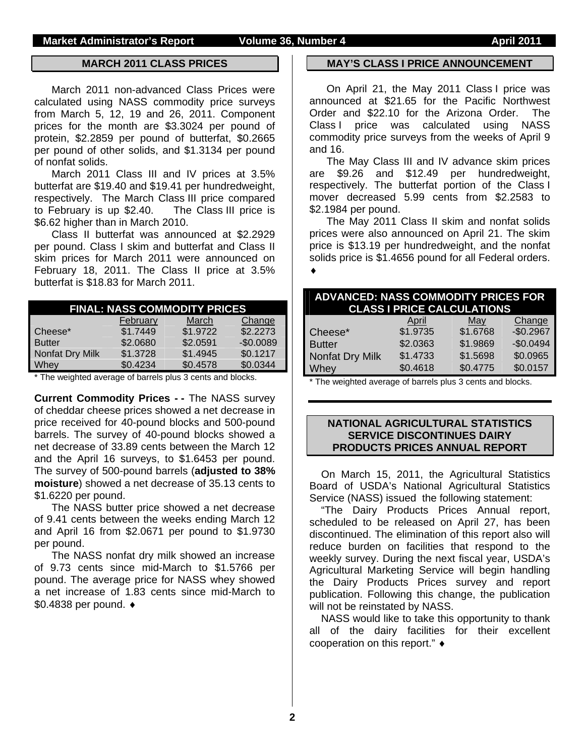## MARCH 2011 CLASS PRICES

March 2011 non-advanced Class Prices were calculated using NASS commodity price surveys from March 5, 12, 19 and 26, 2011. Component prices for the month are $3.3024 per pound of protein, $2.2859 per pound of butterfat, $0.2665 per pound of other solids, and $1.3134 per pound of nonfat solids.

March 2011 Class III and IV prices at 3.5% butterfat are $19.40 and $19.41 per hundredweight, respectively. The March Class III price compared to February is up $2.40. The Class III price is $6.62 higher than in March 2010.

Class II butterfat was announced at $2.2929 per pound. Class I skim and butterfat and Class II skim prices for March 2011 were announced on February 18, 2011. The Class II price at 3.5% butterfat is $18.83 for March 2011.

| FINAL: NASS COMMODITY PRICES | | | |
|---|---|---|---|
| | February | March | Change |
| Cheese* | $1.7449 | $1.9722 | $2.2273 |
| Butter | $2.0680 | $2.0591 | -$0.0089 |
| Nonfat Dry Milk | $1.3728 | $1.4945 | $0.1217 |
| Whey | $0.4234 | $0.4578 | $0.0344 |

* The weighted average of barrels plus 3 cents and blocks.

**Current Commodity Prices - -** The NASS survey of cheddar cheese prices showed a net decrease in price received for 40-pound blocks and 500-pound barrels. The survey of 40-pound blocks showed a net decrease of 33.89 cents between the March 12 and the April 16 surveys, to $1.6453 per pound. The survey of 500-pound barrels (**adjusted to 38% moisture**) showed a net decrease of 35.13 cents to $1.6220 per pound.

The NASS butter price showed a net decrease of 9.41 cents between the weeks ending March 12 and April 16 from $2.0671 per pound to $1.9730 per pound.

The NASS nonfat dry milk showed an increase of 9.73 cents since mid-March to $1.5766 per pound. The average price for NASS whey showed a net increase of 1.83 cents since mid-March to $0.4838 per pound. ♦

## MAY'S CLASS I PRICE ANNOUNCEMENT

On April 21, the May 2011 Class I price was announced at $21.65 for the Pacific Northwest Order and $22.10 for the Arizona Order. The Class I price was calculated using NASS commodity price surveys from the weeks of April 9 and 16.

The May Class III and IV advance skim prices are $9.26 and $12.49 per hundredweight, respectively. The butterfat portion of the Class I mover decreased 5.99 cents from $2.2583 to $2.1984 per pound.

The May 2011 Class II skim and nonfat solids prices were also announced on April 21. The skim price is $13.19 per hundredweight, and the nonfat solids price is $1.4656 pound for all Federal orders. ♦

| ADVANCED: NASS COMMODITY PRICES FOR CLASS I PRICE CALCULATIONS | | | |
|---|---|---|---|
| | April | May | Change |
| Cheese* | $1.9735 | $1.6768 | -$0.2967 |
| Butter | $2.0363 | $1.9869 | -$0.0494 |
| Nonfat Dry Milk | $1.4733 | $1.5698 | $0.0965 |
| Whey | $0.4618 | $0.4775 | $0.0157 |

* The weighted average of barrels plus 3 cents and blocks.

## NATIONAL AGRICULTURAL STATISTICS SERVICE DISCONTINUES DAIRY PRODUCTS PRICES ANNUAL REPORT

On March 15, 2011, the Agricultural Statistics Board of USDA's National Agricultural Statistics Service (NASS) issued the following statement:

"The Dairy Products Prices Annual report, scheduled to be released on April 27, has been discontinued. The elimination of this report also will reduce burden on facilities that respond to the weekly survey. During the next fiscal year, USDA's Agricultural Marketing Service will begin handling the Dairy Products Prices survey and report publication. Following this change, the publication will not be reinstated by NASS.

NASS would like to take this opportunity to thank all of the dairy facilities for their excellent cooperation on this report." ♦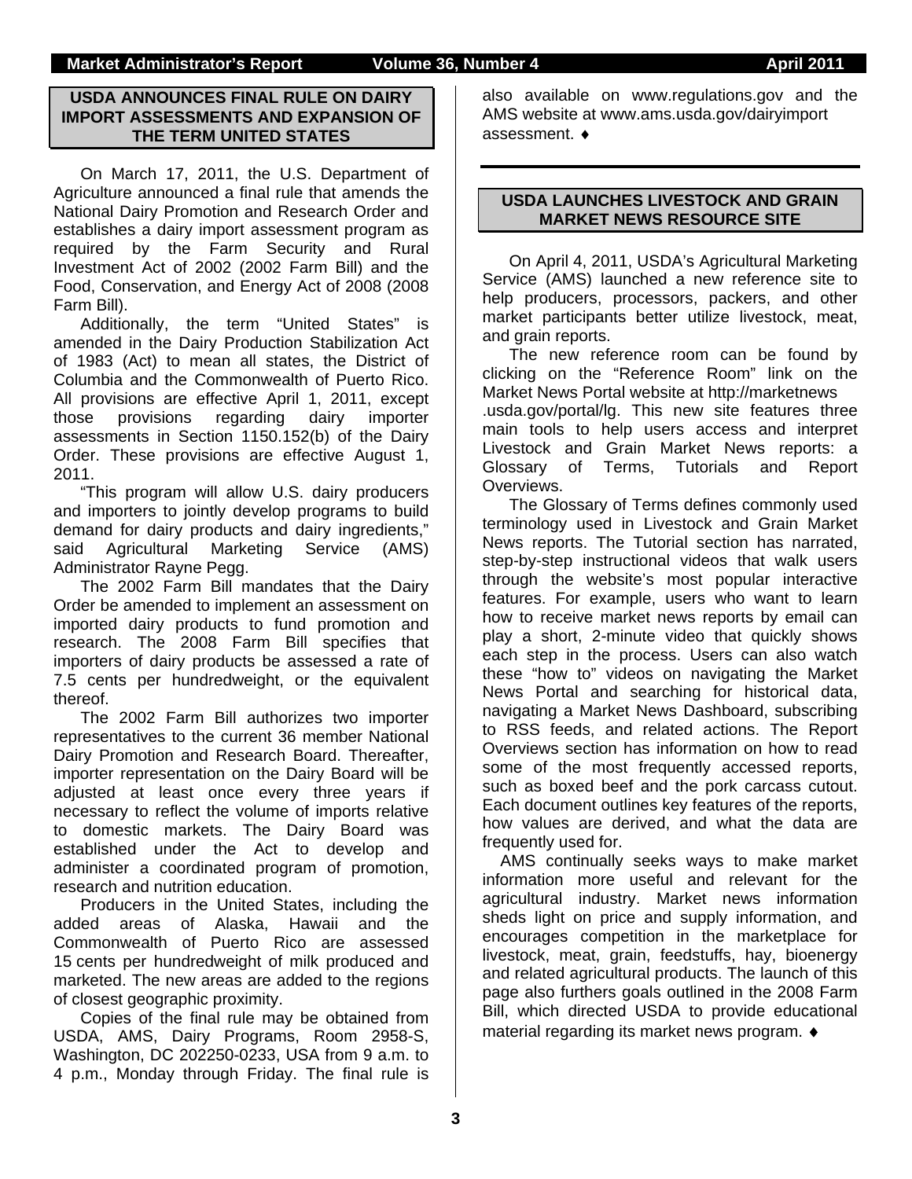## USDA ANNOUNCES FINAL RULE ON DAIRY IMPORT ASSESSMENTS AND EXPANSION OF THE TERM UNITED STATES

On March 17, 2011, the U.S. Department of Agriculture announced a final rule that amends the National Dairy Promotion and Research Order and establishes a dairy import assessment program as required by the Farm Security and Rural Investment Act of 2002 (2002 Farm Bill) and the Food, Conservation, and Energy Act of 2008 (2008 Farm Bill).

Additionally, the term "United States" is amended in the Dairy Production Stabilization Act of 1983 (Act) to mean all states, the District of Columbia and the Commonwealth of Puerto Rico. All provisions are effective April 1, 2011, except those provisions regarding dairy importer assessments in Section 1150.152(b) of the Dairy Order. These provisions are effective August 1, 2011.

"This program will allow U.S. dairy producers and importers to jointly develop programs to build demand for dairy products and dairy ingredients," said Agricultural Marketing Service (AMS) Administrator Rayne Pegg.

The 2002 Farm Bill mandates that the Dairy Order be amended to implement an assessment on imported dairy products to fund promotion and research. The 2008 Farm Bill specifies that importers of dairy products be assessed a rate of 7.5 cents per hundredweight, or the equivalent thereof.

The 2002 Farm Bill authorizes two importer representatives to the current 36 member National Dairy Promotion and Research Board. Thereafter, importer representation on the Dairy Board will be adjusted at least once every three years if necessary to reflect the volume of imports relative to domestic markets. The Dairy Board was established under the Act to develop and administer a coordinated program of promotion, research and nutrition education.

Producers in the United States, including the added areas of Alaska, Hawaii and the Commonwealth of Puerto Rico are assessed 15 cents per hundredweight of milk produced and marketed. The new areas are added to the regions of closest geographic proximity.

Copies of the final rule may be obtained from USDA, AMS, Dairy Programs, Room 2958-S, Washington, DC 202250-0233, USA from 9 a.m. to 4 p.m., Monday through Friday. The final rule is also available on www.regulations.gov and the AMS website at www.ams.usda.gov/dairyimport assessment. ♦

## USDA LAUNCHES LIVESTOCK AND GRAIN MARKET NEWS RESOURCE SITE

On April 4, 2011, USDA's Agricultural Marketing Service (AMS) launched a new reference site to help producers, processors, packers, and other market participants better utilize livestock, meat, and grain reports.

The new reference room can be found by clicking on the "Reference Room" link on the Market News Portal website at http://marketnews .usda.gov/portal/lg. This new site features three main tools to help users access and interpret Livestock and Grain Market News reports: a Glossary of Terms, Tutorials and Report Overviews.

The Glossary of Terms defines commonly used terminology used in Livestock and Grain Market News reports. The Tutorial section has narrated, step-by-step instructional videos that walk users through the website's most popular interactive features. For example, users who want to learn how to receive market news reports by email can play a short, 2-minute video that quickly shows each step in the process. Users can also watch these "how to" videos on navigating the Market News Portal and searching for historical data, navigating a Market News Dashboard, subscribing to RSS feeds, and related actions. The Report Overviews section has information on how to read some of the most frequently accessed reports, such as boxed beef and the pork carcass cutout. Each document outlines key features of the reports, how values are derived, and what the data are frequently used for.

AMS continually seeks ways to make market information more useful and relevant for the agricultural industry. Market news information sheds light on price and supply information, and encourages competition in the marketplace for livestock, meat, grain, feedstuffs, hay, bioenergy and related agricultural products. The launch of this page also furthers goals outlined in the 2008 Farm Bill, which directed USDA to provide educational material regarding its market news program. ♦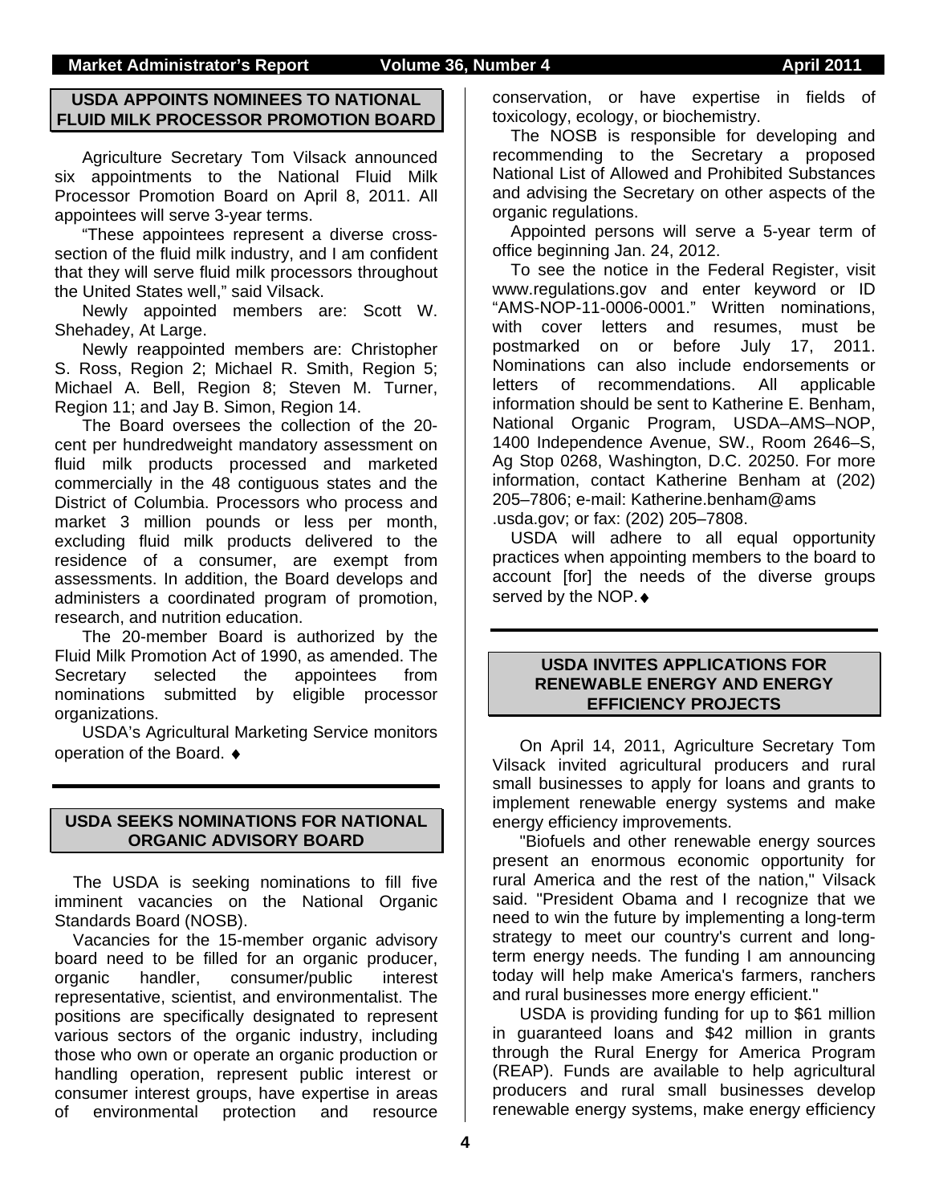## USDA APPOINTS NOMINEES TO NATIONAL FLUID MILK PROCESSOR PROMOTION BOARD

Agriculture Secretary Tom Vilsack announced six appointments to the National Fluid Milk Processor Promotion Board on April 8, 2011. All appointees will serve 3-year terms.

"These appointees represent a diverse cross-section of the fluid milk industry, and I am confident that they will serve fluid milk processors throughout the United States well," said Vilsack.

Newly appointed members are: Scott W. Shehadey, At Large.

Newly reappointed members are: Christopher S. Ross, Region 2; Michael R. Smith, Region 5; Michael A. Bell, Region 8; Steven M. Turner, Region 11; and Jay B. Simon, Region 14.

The Board oversees the collection of the 20-cent per hundredweight mandatory assessment on fluid milk products processed and marketed commercially in the 48 contiguous states and the District of Columbia. Processors who process and market 3 million pounds or less per month, excluding fluid milk products delivered to the residence of a consumer, are exempt from assessments. In addition, the Board develops and administers a coordinated program of promotion, research, and nutrition education.

The 20-member Board is authorized by the Fluid Milk Promotion Act of 1990, as amended. The Secretary selected the appointees from nominations submitted by eligible processor organizations.

USDA's Agricultural Marketing Service monitors operation of the Board. ♦

## USDA SEEKS NOMINATIONS FOR NATIONAL ORGANIC ADVISORY BOARD

The USDA is seeking nominations to fill five imminent vacancies on the National Organic Standards Board (NOSB).

Vacancies for the 15-member organic advisory board need to be filled for an organic producer, organic handler, consumer/public interest representative, scientist, and environmentalist. The positions are specifically designated to represent various sectors of the organic industry, including those who own or operate an organic production or handling operation, represent public interest or consumer interest groups, have expertise in areas of environmental protection and resource conservation, or have expertise in fields of toxicology, ecology, or biochemistry.

The NOSB is responsible for developing and recommending to the Secretary a proposed National List of Allowed and Prohibited Substances and advising the Secretary on other aspects of the organic regulations.

Appointed persons will serve a 5-year term of office beginning Jan. 24, 2012.

To see the notice in the Federal Register, visit www.regulations.gov and enter keyword or ID "AMS-NOP-11-0006-0001." Written nominations, with cover letters and resumes, must be postmarked on or before July 17, 2011. Nominations can also include endorsements or letters of recommendations. All applicable information should be sent to Katherine E. Benham, National Organic Program, USDA–AMS–NOP, 1400 Independence Avenue, SW., Room 2646–S, Ag Stop 0268, Washington, D.C. 20250. For more information, contact Katherine Benham at (202) 205–7806; e-mail: Katherine.benham@ams .usda.gov; or fax: (202) 205–7808.

USDA will adhere to all equal opportunity practices when appointing members to the board to account [for] the needs of the diverse groups served by the NOP. ♦

## USDA INVITES APPLICATIONS FOR RENEWABLE ENERGY AND ENERGY EFFICIENCY PROJECTS

On April 14, 2011, Agriculture Secretary Tom Vilsack invited agricultural producers and rural small businesses to apply for loans and grants to implement renewable energy systems and make energy efficiency improvements.

"Biofuels and other renewable energy sources present an enormous economic opportunity for rural America and the rest of the nation," Vilsack said. "President Obama and I recognize that we need to win the future by implementing a long-term strategy to meet our country's current and long-term energy needs. The funding I am announcing today will help make America's farmers, ranchers and rural businesses more energy efficient."

USDA is providing funding for up to $61 million in guaranteed loans and $42 million in grants through the Rural Energy for America Program (REAP). Funds are available to help agricultural producers and rural small businesses develop renewable energy systems, make energy efficiency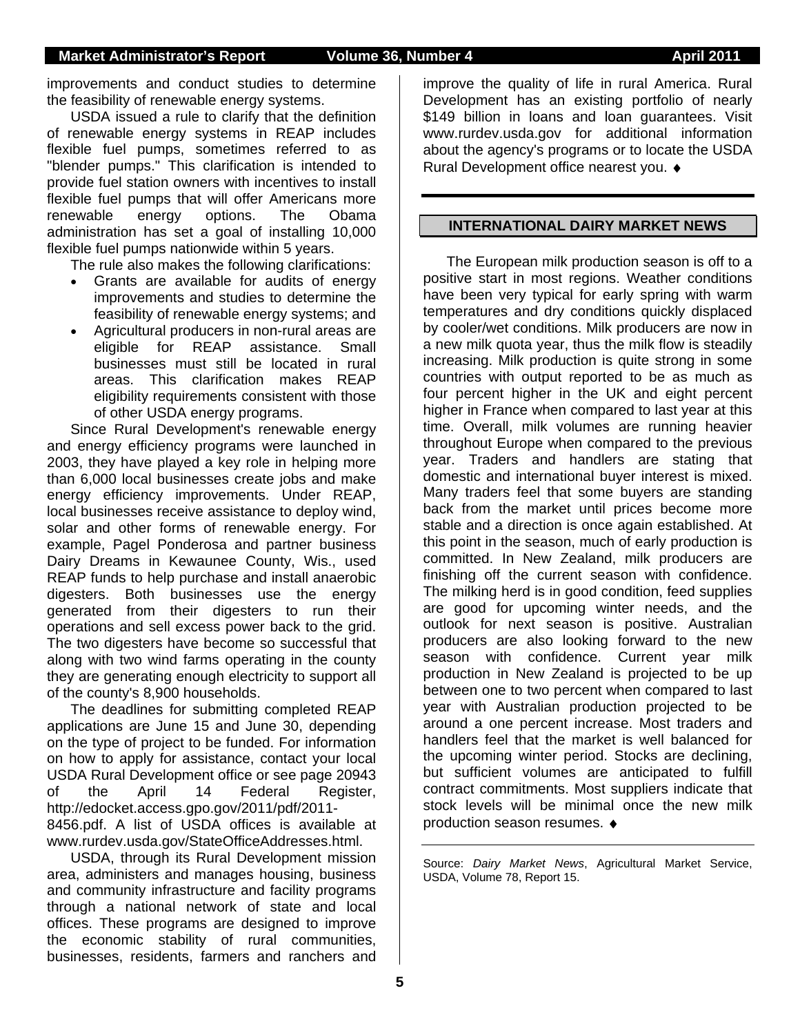improvements and conduct studies to determine the feasibility of renewable energy systems.

USDA issued a rule to clarify that the definition of renewable energy systems in REAP includes flexible fuel pumps, sometimes referred to as "blender pumps." This clarification is intended to provide fuel station owners with incentives to install flexible fuel pumps that will offer Americans more renewable energy options. The Obama administration has set a goal of installing 10,000 flexible fuel pumps nationwide within 5 years.

The rule also makes the following clarifications:

- Grants are available for audits of energy improvements and studies to determine the feasibility of renewable energy systems; and
- Agricultural producers in non-rural areas are eligible for REAP assistance. Small businesses must still be located in rural areas. This clarification makes REAP eligibility requirements consistent with those of other USDA energy programs.

Since Rural Development's renewable energy and energy efficiency programs were launched in 2003, they have played a key role in helping more than 6,000 local businesses create jobs and make energy efficiency improvements. Under REAP, local businesses receive assistance to deploy wind, solar and other forms of renewable energy. For example, Pagel Ponderosa and partner business Dairy Dreams in Kewaunee County, Wis., used REAP funds to help purchase and install anaerobic digesters. Both businesses use the energy generated from their digesters to run their operations and sell excess power back to the grid. The two digesters have become so successful that along with two wind farms operating in the county they are generating enough electricity to support all of the county's 8,900 households.

The deadlines for submitting completed REAP applications are June 15 and June 30, depending on the type of project to be funded. For information on how to apply for assistance, contact your local USDA Rural Development office or see page 20943 of the April 14 Federal Register, http://edocket.access.gpo.gov/2011/pdf/2011-8456.pdf. A list of USDA offices is available at www.rurdev.usda.gov/StateOfficeAddresses.html.

USDA, through its Rural Development mission area, administers and manages housing, business and community infrastructure and facility programs through a national network of state and local offices. These programs are designed to improve the economic stability of rural communities, businesses, residents, farmers and ranchers and improve the quality of life in rural America. Rural Development has an existing portfolio of nearly $149 billion in loans and loan guarantees. Visit www.rurdev.usda.gov for additional information about the agency's programs or to locate the USDA Rural Development office nearest you. ♦

## INTERNATIONAL DAIRY MARKET NEWS

The European milk production season is off to a positive start in most regions. Weather conditions have been very typical for early spring with warm temperatures and dry conditions quickly displaced by cooler/wet conditions. Milk producers are now in a new milk quota year, thus the milk flow is steadily increasing. Milk production is quite strong in some countries with output reported to be as much as four percent higher in the UK and eight percent higher in France when compared to last year at this time. Overall, milk volumes are running heavier throughout Europe when compared to the previous year. Traders and handlers are stating that domestic and international buyer interest is mixed. Many traders feel that some buyers are standing back from the market until prices become more stable and a direction is once again established. At this point in the season, much of early production is committed. In New Zealand, milk producers are finishing off the current season with confidence. The milking herd is in good condition, feed supplies are good for upcoming winter needs, and the outlook for next season is positive. Australian producers are also looking forward to the new season with confidence. Current year milk production in New Zealand is projected to be up between one to two percent when compared to last year with Australian production projected to be around a one percent increase. Most traders and handlers feel that the market is well balanced for the upcoming winter period. Stocks are declining, but sufficient volumes are anticipated to fulfill contract commitments. Most suppliers indicate that stock levels will be minimal once the new milk production season resumes. ♦

Source: *Dairy Market News*, Agricultural Market Service, USDA, Volume 78, Report 15.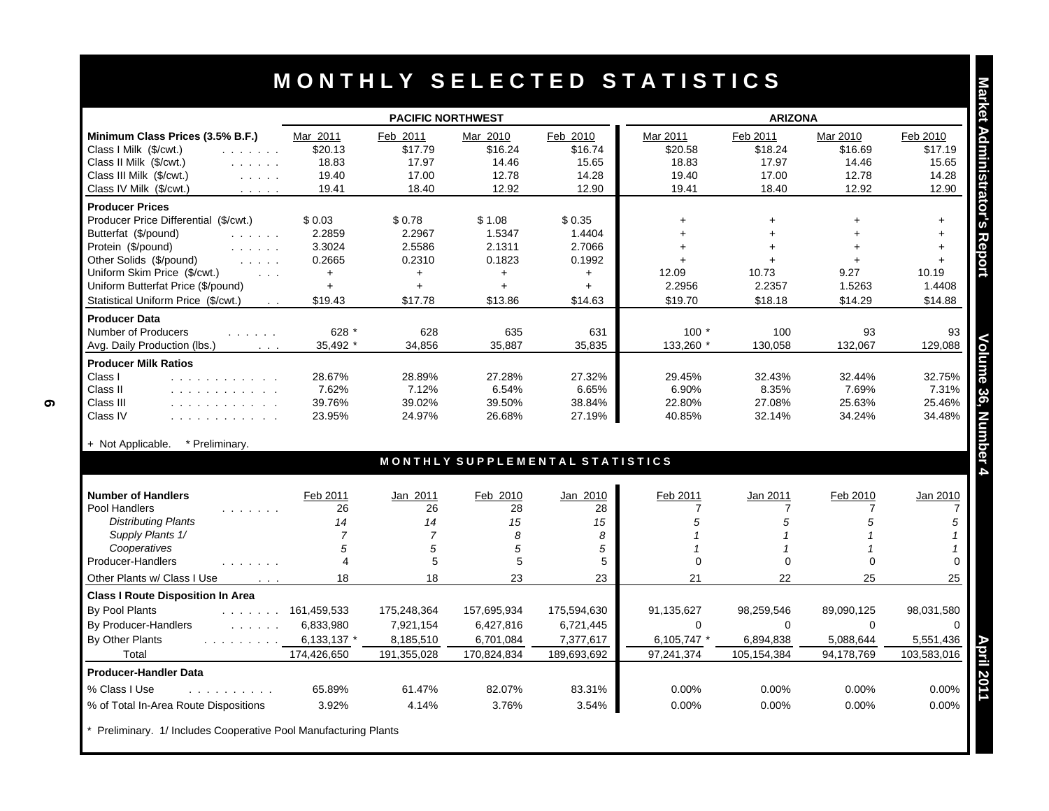# MONTHLY SELECTED STATISTICS

| | PACIFIC NORTHWEST | | | | ARIZONA | | | |
|---|---|---|---|---|---|---|---|---|
| **Minimum Class Prices (3.5% B.F.)** | Mar 2011 | Feb 2011 | Mar 2010 | Feb 2010 | Mar 2011 | Feb 2011 | Mar 2010 | Feb 2010 |
| Class I Milk ($/cwt.) | $20.13 | $17.79 | $16.24 | $16.74 | $20.58 | $18.24 | $16.69 | $17.19 |
| Class II Milk ($/cwt.) | 18.83 | 17.97 | 14.46 | 15.65 | 18.83 | 17.97 | 14.46 | 15.65 |
| Class III Milk ($/cwt.) | 19.40 | 17.00 | 12.78 | 14.28 | 19.40 | 17.00 | 12.78 | 14.28 |
| Class IV Milk ($/cwt.) | 19.41 | 18.40 | 12.92 | 12.90 | 19.41 | 18.40 | 12.92 | 12.90 |
| **Producer Prices** | | | | | | | | |
| Producer Price Differential ($/cwt.) | $ 0.03 | $ 0.78 | $ 1.08 | $ 0.35 | + | + | + | + |
| Butterfat ($/pound) | 2.2859 | 2.2967 | 1.5347 | 1.4404 | + | + | + | + |
| Protein ($/pound) | 3.3024 | 2.5586 | 2.1311 | 2.7066 | + | + | + | + |
| Other Solids ($/pound) | 0.2665 | 0.2310 | 0.1823 | 0.1992 | + | + | + | + |
| Uniform Skim Price ($/cwt.) | + | + | + | + | 12.09 | 10.73 | 9.27 | 10.19 |
| Uniform Butterfat Price ($/pound) | + | + | + | + | 2.2956 | 2.2357 | 1.5263 | 1.4408 |
| Statistical Uniform Price ($/cwt.) | $19.43 | $17.78 | $13.86 | $14.63 | $19.70 | $18.18 | $14.29 | $14.88 |
| **Producer Data** | | | | | | | | |
| Number of Producers | 628 * | 628 | 635 | 631 | 100 * | 100 | 93 | 93 |
| Avg. Daily Production (lbs.) | 35,492 * | 34,856 | 35,887 | 35,835 | 133,260 * | 130,058 | 132,067 | 129,088 |
| **Producer Milk Ratios** | | | | | | | | |
| Class I | 28.67% | 28.89% | 27.28% | 27.32% | 29.45% | 32.43% | 32.44% | 32.75% |
| Class II | 7.62% | 7.12% | 6.54% | 6.65% | 6.90% | 8.35% | 7.69% | 7.31% |
| Class III | 39.76% | 39.02% | 39.50% | 38.84% | 22.80% | 27.08% | 25.63% | 25.46% |
| Class IV | 23.95% | 24.97% | 26.68% | 27.19% | 40.85% | 32.14% | 34.24% | 34.48% |

+ Not Applicable. * Preliminary.

## MONTHLY SUPPLEMENTAL STATISTICS

| **Number of Handlers** | Feb 2011 | Jan 2011 | Feb 2010 | Jan 2010 | Feb 2011 | Jan 2011 | Feb 2010 | Jan 2010 |
|---|---|---|---|---|---|---|---|---|
| Pool Handlers | 26 | 26 | 28 | 28 | 7 | 7 | 7 | 7 |
| *Distributing Plants* | *14* | *14* | *15* | *15* | *5* | *5* | *5* | *5* |
| *Supply Plants 1/* | *7* | *7* | *8* | *8* | *1* | *1* | *1* | *1* |
| *Cooperatives* | *5* | *5* | *5* | *5* | *1* | *1* | *1* | *1* |
| Producer-Handlers | 4 | 5 | 5 | 5 | 0 | 0 | 0 | 0 |
| Other Plants w/ Class I Use | 18 | 18 | 23 | 23 | 21 | 22 | 25 | 25 |
| **Class I Route Disposition In Area** | | | | | | | | |
| By Pool Plants | 161,459,533 | 175,248,364 | 157,695,934 | 175,594,630 | 91,135,627 | 98,259,546 | 89,090,125 | 98,031,580 |
| By Producer-Handlers | 6,833,980 | 7,921,154 | 6,427,816 | 6,721,445 | 0 | 0 | 0 | 0 |
| By Other Plants | 6,133,137 * | 8,185,510 | 6,701,084 | 7,377,617 | 6,105,747 * | 6,894,838 | 5,088,644 | 5,551,436 |
| Total | 174,426,650 | 191,355,028 | 170,824,834 | 189,693,692 | 97,241,374 | 105,154,384 | 94,178,769 | 103,583,016 |
| **Producer-Handler Data** | | | | | | | | |
| % Class I Use | 65.89% | 61.47% | 82.07% | 83.31% | 0.00% | 0.00% | 0.00% | 0.00% |
| % of Total In-Area Route Dispositions | 3.92% | 4.14% | 3.76% | 3.54% | 0.00% | 0.00% | 0.00% | 0.00% |

* Preliminary. 1/ Includes Cooperative Pool Manufacturing Plants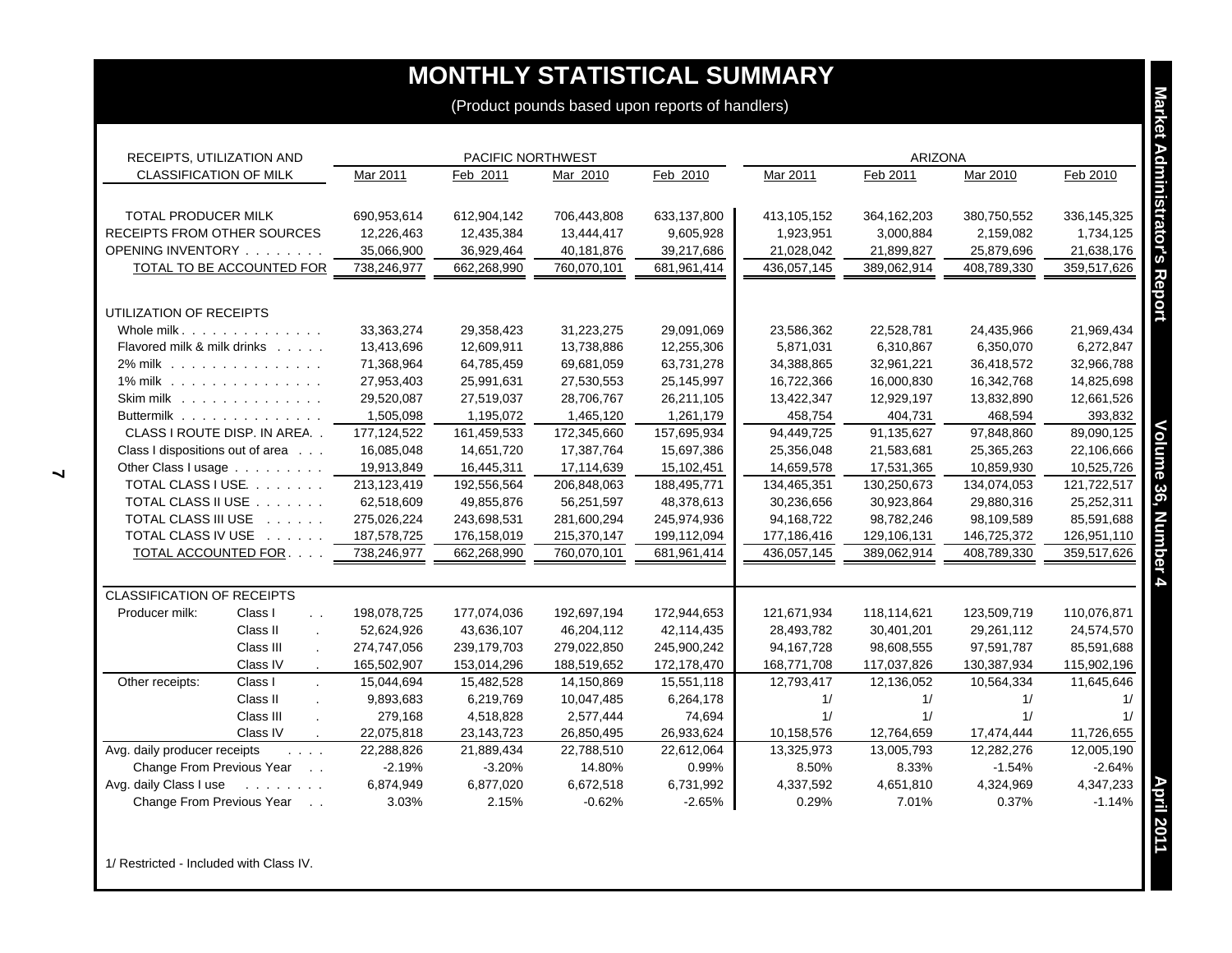# MONTHLY STATISTICAL SUMMARY

(Product pounds based upon reports of handlers)

| RECEIPTS, UTILIZATION AND CLASSIFICATION OF MILK | | PACIFIC NORTHWEST Mar 2011 | Feb 2011 | Mar 2010 | Feb 2010 | ARIZONA Mar 2011 | Feb 2011 | Mar 2010 | Feb 2010 |
|---|---|---|---|---|---|---|---|---|---|
| TOTAL PRODUCER MILK | | 690,953,614 | 612,904,142 | 706,443,808 | 633,137,800 | 413,105,152 | 364,162,203 | 380,750,552 | 336,145,325 |
| RECEIPTS FROM OTHER SOURCES | | 12,226,463 | 12,435,384 | 13,444,417 | 9,605,928 | 1,923,951 | 3,000,884 | 2,159,082 | 1,734,125 |
| OPENING INVENTORY | | 35,066,900 | 36,929,464 | 40,181,876 | 39,217,686 | 21,028,042 | 21,899,827 | 25,879,696 | 21,638,176 |
| TOTAL TO BE ACCOUNTED FOR | | 738,246,977 | 662,268,990 | 760,070,101 | 681,961,414 | 436,057,145 | 389,062,914 | 408,789,330 | 359,517,626 |
| UTILIZATION OF RECEIPTS | | | | | | | | | |
| Whole milk | | 33,363,274 | 29,358,423 | 31,223,275 | 29,091,069 | 23,586,362 | 22,528,781 | 24,435,966 | 21,969,434 |
| Flavored milk & milk drinks | | 13,413,696 | 12,609,911 | 13,738,886 | 12,255,306 | 5,871,031 | 6,310,867 | 6,350,070 | 6,272,847 |
| 2% milk | | 71,368,964 | 64,785,459 | 69,681,059 | 63,731,278 | 34,388,865 | 32,961,221 | 36,418,572 | 32,966,788 |
| 1% milk | | 27,953,403 | 25,991,631 | 27,530,553 | 25,145,997 | 16,722,366 | 16,000,830 | 16,342,768 | 14,825,698 |
| Skim milk | | 29,520,087 | 27,519,037 | 28,706,767 | 26,211,105 | 13,422,347 | 12,929,197 | 13,832,890 | 12,661,526 |
| Buttermilk | | 1,505,098 | 1,195,072 | 1,465,120 | 1,261,179 | 458,754 | 404,731 | 468,594 | 393,832 |
| CLASS I ROUTE DISP. IN AREA | | 177,124,522 | 161,459,533 | 172,345,660 | 157,695,934 | 94,449,725 | 91,135,627 | 97,848,860 | 89,090,125 |
| Class I dispositions out of area | | 16,085,048 | 14,651,720 | 17,387,764 | 15,697,386 | 25,356,048 | 21,583,681 | 25,365,263 | 22,106,666 |
| Other Class I usage | | 19,913,849 | 16,445,311 | 17,114,639 | 15,102,451 | 14,659,578 | 17,531,365 | 10,859,930 | 10,525,726 |
| TOTAL CLASS I USE | | 213,123,419 | 192,556,564 | 206,848,063 | 188,495,771 | 134,465,351 | 130,250,673 | 134,074,053 | 121,722,517 |
| TOTAL CLASS II USE | | 62,518,609 | 49,855,876 | 56,251,597 | 48,378,613 | 30,236,656 | 30,923,864 | 29,880,316 | 25,252,311 |
| TOTAL CLASS III USE | | 275,026,224 | 243,698,531 | 281,600,294 | 245,974,936 | 94,168,722 | 98,782,246 | 98,109,589 | 85,591,688 |
| TOTAL CLASS IV USE | | 187,578,725 | 176,158,019 | 215,370,147 | 199,112,094 | 177,186,416 | 129,106,131 | 146,725,372 | 126,951,110 |
| TOTAL ACCOUNTED FOR | | 738,246,977 | 662,268,990 | 760,070,101 | 681,961,414 | 436,057,145 | 389,062,914 | 408,789,330 | 359,517,626 |
| CLASSIFICATION OF RECEIPTS | | | | | | | | | |
| Producer milk: | Class I | 198,078,725 | 177,074,036 | 192,697,194 | 172,944,653 | 121,671,934 | 118,114,621 | 123,509,719 | 110,076,871 |
| | Class II | 52,624,926 | 43,636,107 | 46,204,112 | 42,114,435 | 28,493,782 | 30,401,201 | 29,261,112 | 24,574,570 |
| | Class III | 274,747,056 | 239,179,703 | 279,022,850 | 245,900,242 | 94,167,728 | 98,608,555 | 97,591,787 | 85,591,688 |
| | Class IV | 165,502,907 | 153,014,296 | 188,519,652 | 172,178,470 | 168,771,708 | 117,037,826 | 130,387,934 | 115,902,196 |
| Other receipts: | Class I | 15,044,694 | 15,482,528 | 14,150,869 | 15,551,118 | 12,793,417 | 12,136,052 | 10,564,334 | 11,645,646 |
| | Class II | 9,893,683 | 6,219,769 | 10,047,485 | 6,264,178 | 1/ | 1/ | 1/ | 1/ |
| | Class III | 279,168 | 4,518,828 | 2,577,444 | 74,694 | 1/ | 1/ | 1/ | 1/ |
| | Class IV | 22,075,818 | 23,143,723 | 26,850,495 | 26,933,624 | 10,158,576 | 12,764,659 | 17,474,444 | 11,726,655 |
| Avg. daily producer receipts | | 22,288,826 | 21,889,434 | 22,788,510 | 22,612,064 | 13,325,973 | 13,005,793 | 12,282,276 | 12,005,190 |
| Change From Previous Year | | -2.19% | -3.20% | 14.80% | 0.99% | 8.50% | 8.33% | -1.54% | -2.64% |
| Avg. daily Class I use | | 6,874,949 | 6,877,020 | 6,672,518 | 6,731,992 | 4,337,592 | 4,651,810 | 4,324,969 | 4,347,233 |
| Change From Previous Year | | 3.03% | 2.15% | -0.62% | -2.65% | 0.29% | 7.01% | 0.37% | -1.14% |

1/ Restricted - Included with Class IV.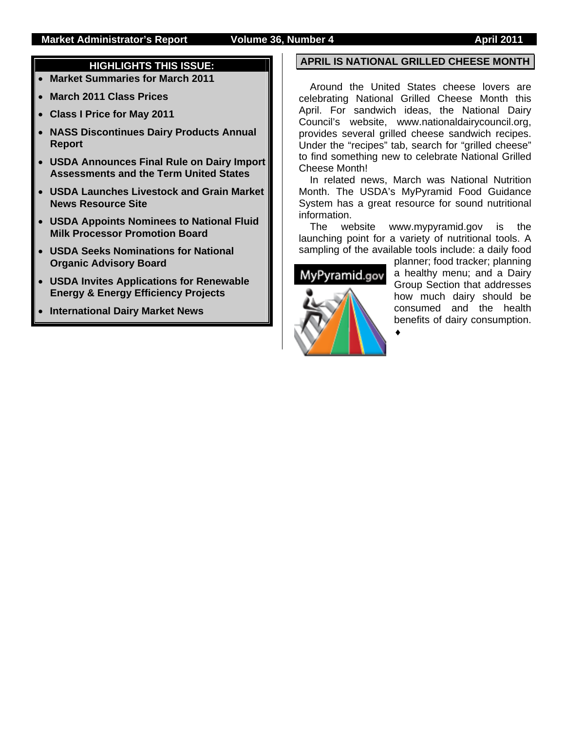## HIGHLIGHTS THIS ISSUE:

- **Market Summaries for March 2011**
- **March 2011 Class Prices**
- **Class I Price for May 2011**
- **NASS Discontinues Dairy Products Annual Report**
- **USDA Announces Final Rule on Dairy Import Assessments and the Term United States**
- **USDA Launches Livestock and Grain Market News Resource Site**
- **USDA Appoints Nominees to National Fluid Milk Processor Promotion Board**
- **USDA Seeks Nominations for National Organic Advisory Board**
- **USDA Invites Applications for Renewable Energy & Energy Efficiency Projects**
- **International Dairy Market News**

## APRIL IS NATIONAL GRILLED CHEESE MONTH

Around the United States cheese lovers are celebrating National Grilled Cheese Month this April. For sandwich ideas, the National Dairy Council's website, www.nationaldairycouncil.org, provides several grilled cheese sandwich recipes. Under the "recipes" tab, search for "grilled cheese" to find something new to celebrate National Grilled Cheese Month!

In related news, March was National Nutrition Month. The USDA's MyPyramid Food Guidance System has a great resource for sound nutritional information.

The website www.mypyramid.gov is the launching point for a variety of nutritional tools. A sampling of the available tools include: a daily food planner; food tracker; planning a healthy menu; and a Dairy Group Section that addresses how much dairy should be consumed and the health benefits of dairy consumption. ♦